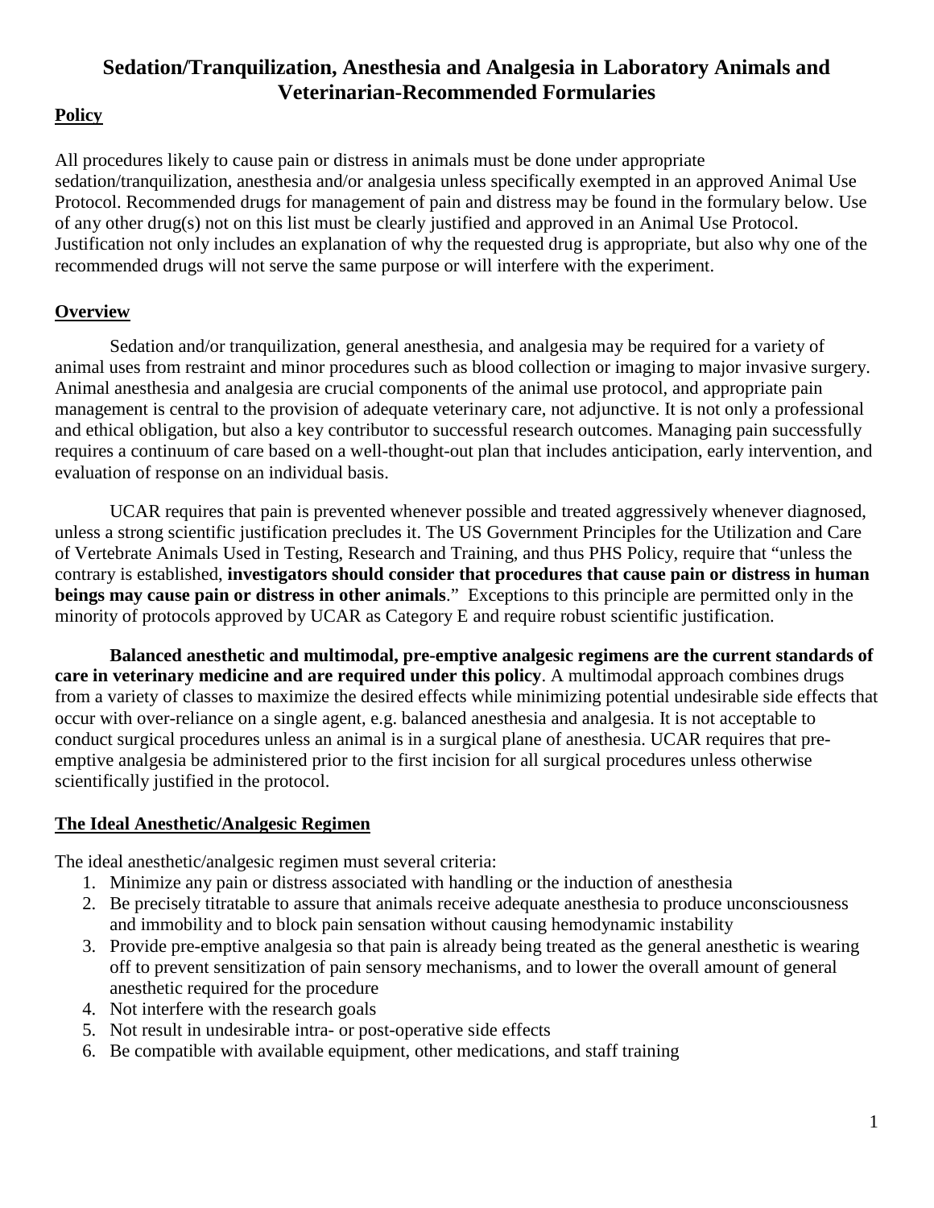# Sedation/Tranquilization, Anesthesia and Analgesia in Laboratory Animals and Veterinarian-Recommended Formularies

## Policy

All procedures likely to cause pain or distress in animals must be done under appropriate sedation/tranquilization, anesthesia and/or analgesia unless specifically exempted in an approved Animal Use Protocol. Recommended drugs for management of pain and distress may be found in the formulary below. Use of any other drug(s) not on this list must be clearly justified and approved in an Animal Use Protocol. Justification not only includes an explanation of why the requested drug is appropriate, but also why one of the recommended drugs will not serve the same purpose or will interfere with the experiment.

## Overview

Sedation and/or tranquilization, general anesthesia, and analgesia may be required for a variety of animal uses from restraint and minor procedures such as blood collection or imaging to major invasive surgery. Animal anesthesia and analgesia are crucial components of the animal use protocol, and appropriate pain management is central to the provision of adequate veterinary care, not adjunctive. It is not only a professional and ethical obligation, but also a key contributor to successful research outcomes. Managing pain successfully requires a continuum of care based on a well-thought-out plan that includes anticipation, early intervention, and evaluation of response on an individual basis.

UCAR requires that pain is prevented whenever possible and treated aggressively whenever diagnosed, unless a strong scientific justification precludes it. The US Government Principles for the Utilization and Care of Vertebrate Animals Used in Testing, Research and Training, and thus PHS Policy, require that "unless the contrary is established, **investigators should consider that procedures that cause pain or distress in human beings may cause pain or distress in other animals**." Exceptions to this principle are permitted only in the minority of protocols approved by UCAR as Category E and require robust scientific justification.

**Balanced anesthetic and multimodal, pre-emptive analgesic regimens are the current standards of care in veterinary medicine and are required under this policy**. A multimodal approach combines drugs from a variety of classes to maximize the desired effects while minimizing potential undesirable side effects that occur with over-reliance on a single agent, e.g. balanced anesthesia and analgesia. It is not acceptable to conduct surgical procedures unless an animal is in a surgical plane of anesthesia. UCAR requires that pre-emptive analgesia be administered prior to the first incision for all surgical procedures unless otherwise scientifically justified in the protocol.

## The Ideal Anesthetic/Analgesic Regimen

The ideal anesthetic/analgesic regimen must several criteria:

1. Minimize any pain or distress associated with handling or the induction of anesthesia
2. Be precisely titratable to assure that animals receive adequate anesthesia to produce unconsciousness and immobility and to block pain sensation without causing hemodynamic instability
3. Provide pre-emptive analgesia so that pain is already being treated as the general anesthetic is wearing off to prevent sensitization of pain sensory mechanisms, and to lower the overall amount of general anesthetic required for the procedure
4. Not interfere with the research goals
5. Not result in undesirable intra- or post-operative side effects
6. Be compatible with available equipment, other medications, and staff training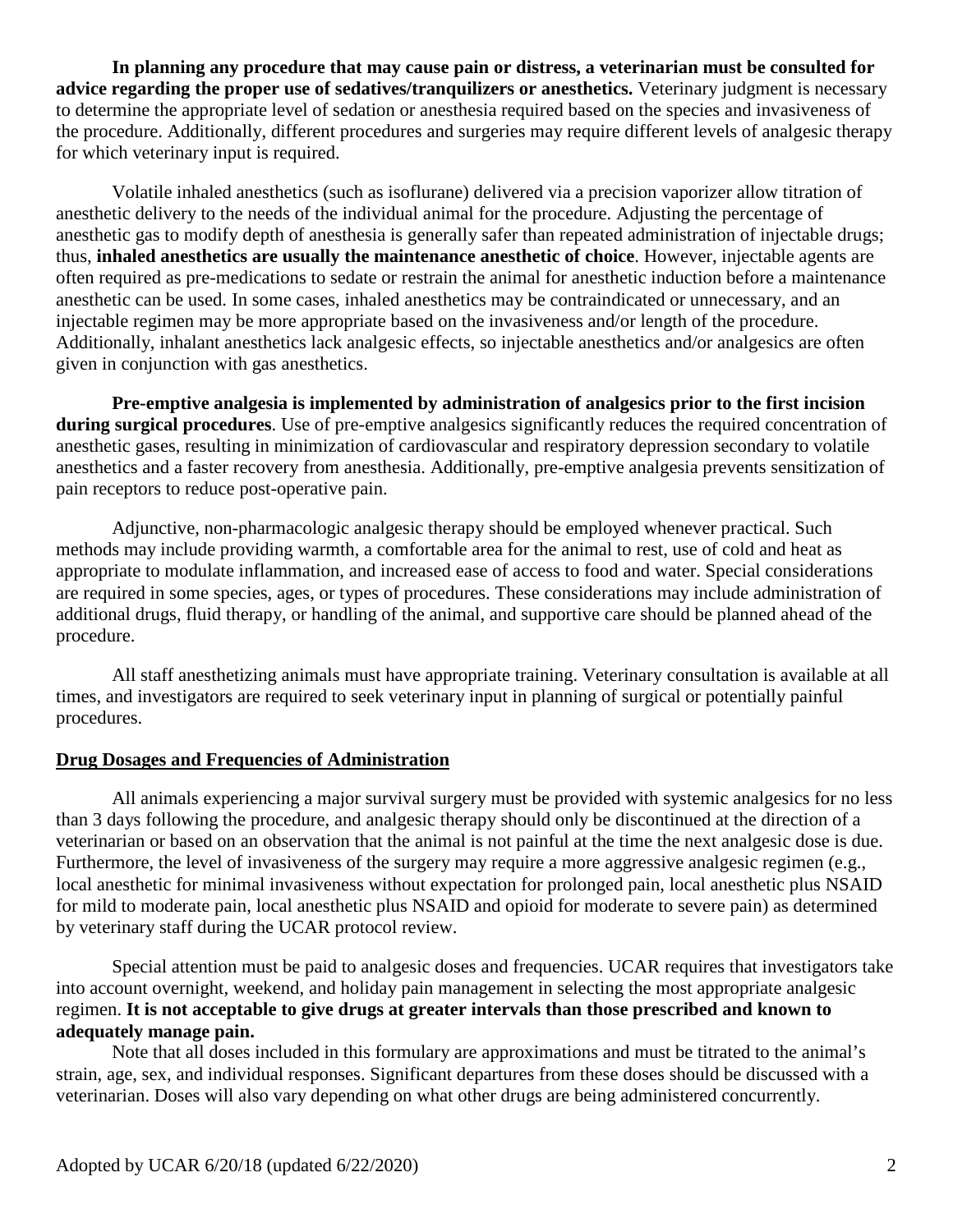**In planning any procedure that may cause pain or distress, a veterinarian must be consulted for advice regarding the proper use of sedatives/tranquilizers or anesthetics.** Veterinary judgment is necessary to determine the appropriate level of sedation or anesthesia required based on the species and invasiveness of the procedure. Additionally, different procedures and surgeries may require different levels of analgesic therapy for which veterinary input is required.

Volatile inhaled anesthetics (such as isoflurane) delivered via a precision vaporizer allow titration of anesthetic delivery to the needs of the individual animal for the procedure. Adjusting the percentage of anesthetic gas to modify depth of anesthesia is generally safer than repeated administration of injectable drugs; thus, **inhaled anesthetics are usually the maintenance anesthetic of choice**. However, injectable agents are often required as pre-medications to sedate or restrain the animal for anesthetic induction before a maintenance anesthetic can be used. In some cases, inhaled anesthetics may be contraindicated or unnecessary, and an injectable regimen may be more appropriate based on the invasiveness and/or length of the procedure. Additionally, inhalant anesthetics lack analgesic effects, so injectable anesthetics and/or analgesics are often given in conjunction with gas anesthetics.

**Pre-emptive analgesia is implemented by administration of analgesics prior to the first incision during surgical procedures**. Use of pre-emptive analgesics significantly reduces the required concentration of anesthetic gases, resulting in minimization of cardiovascular and respiratory depression secondary to volatile anesthetics and a faster recovery from anesthesia. Additionally, pre-emptive analgesia prevents sensitization of pain receptors to reduce post-operative pain.

Adjunctive, non-pharmacologic analgesic therapy should be employed whenever practical. Such methods may include providing warmth, a comfortable area for the animal to rest, use of cold and heat as appropriate to modulate inflammation, and increased ease of access to food and water. Special considerations are required in some species, ages, or types of procedures. These considerations may include administration of additional drugs, fluid therapy, or handling of the animal, and supportive care should be planned ahead of the procedure.

All staff anesthetizing animals must have appropriate training. Veterinary consultation is available at all times, and investigators are required to seek veterinary input in planning of surgical or potentially painful procedures.

## Drug Dosages and Frequencies of Administration

All animals experiencing a major survival surgery must be provided with systemic analgesics for no less than 3 days following the procedure, and analgesic therapy should only be discontinued at the direction of a veterinarian or based on an observation that the animal is not painful at the time the next analgesic dose is due. Furthermore, the level of invasiveness of the surgery may require a more aggressive analgesic regimen (e.g., local anesthetic for minimal invasiveness without expectation for prolonged pain, local anesthetic plus NSAID for mild to moderate pain, local anesthetic plus NSAID and opioid for moderate to severe pain) as determined by veterinary staff during the UCAR protocol review.

Special attention must be paid to analgesic doses and frequencies. UCAR requires that investigators take into account overnight, weekend, and holiday pain management in selecting the most appropriate analgesic regimen. **It is not acceptable to give drugs at greater intervals than those prescribed and known to adequately manage pain.**

Note that all doses included in this formulary are approximations and must be titrated to the animal's strain, age, sex, and individual responses. Significant departures from these doses should be discussed with a veterinarian. Doses will also vary depending on what other drugs are being administered concurrently.

Adopted by UCAR 6/20/18 (updated 6/22/2020)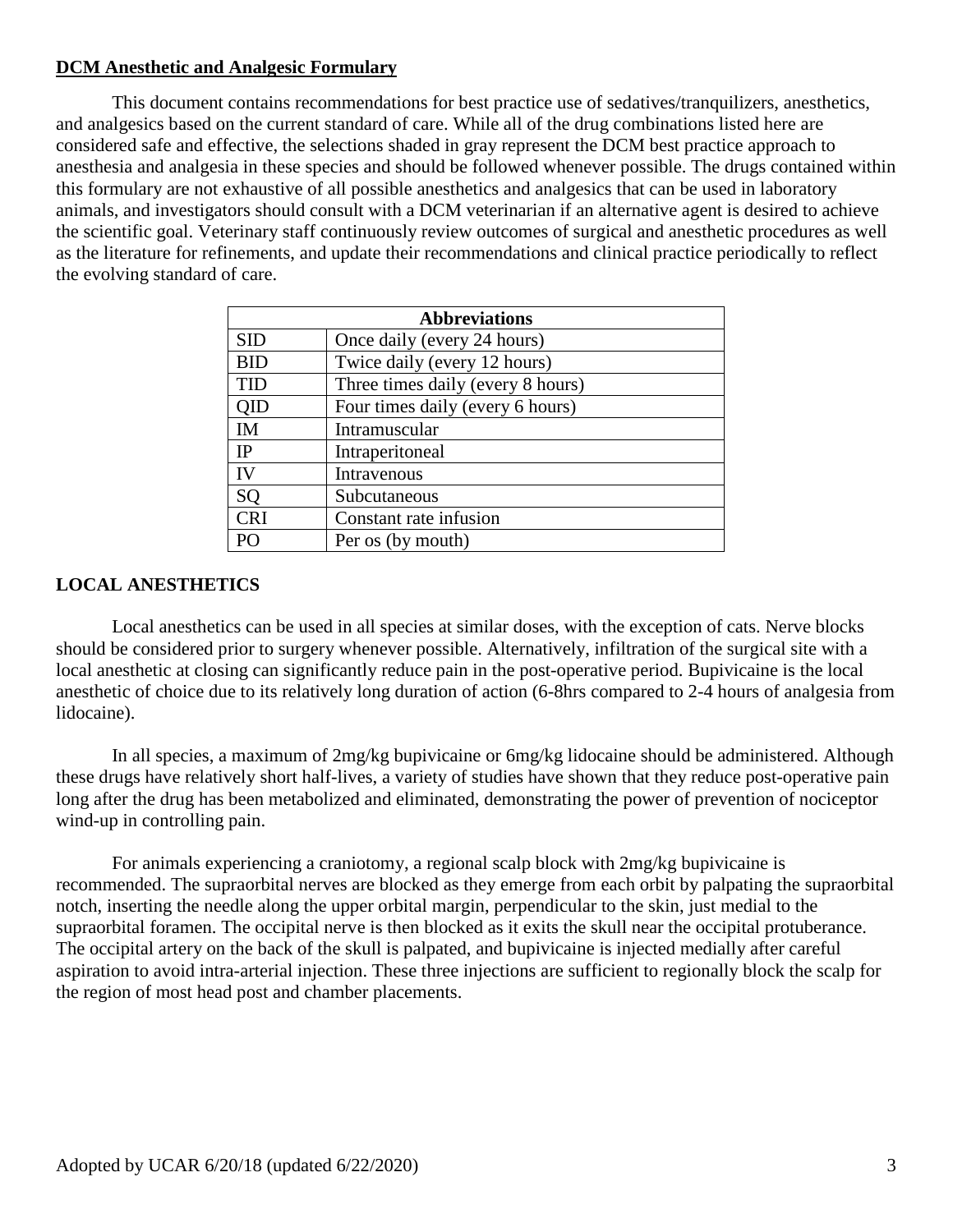**DCM Anesthetic and Analgesic Formulary**

This document contains recommendations for best practice use of sedatives/tranquilizers, anesthetics, and analgesics based on the current standard of care. While all of the drug combinations listed here are considered safe and effective, the selections shaded in gray represent the DCM best practice approach to anesthesia and analgesia in these species and should be followed whenever possible. The drugs contained within this formulary are not exhaustive of all possible anesthetics and analgesics that can be used in laboratory animals, and investigators should consult with a DCM veterinarian if an alternative agent is desired to achieve the scientific goal. Veterinary staff continuously review outcomes of surgical and anesthetic procedures as well as the literature for refinements, and update their recommendations and clinical practice periodically to reflect the evolving standard of care.

| Abbreviations | |
|---|---|
| SID | Once daily (every 24 hours) |
| BID | Twice daily (every 12 hours) |
| TID | Three times daily (every 8 hours) |
| QID | Four times daily (every 6 hours) |
| IM | Intramuscular |
| IP | Intraperitoneal |
| IV | Intravenous |
| SQ | Subcutaneous |
| CRI | Constant rate infusion |
| PO | Per os (by mouth) |

## LOCAL ANESTHETICS

Local anesthetics can be used in all species at similar doses, with the exception of cats. Nerve blocks should be considered prior to surgery whenever possible. Alternatively, infiltration of the surgical site with a local anesthetic at closing can significantly reduce pain in the post-operative period. Bupivicaine is the local anesthetic of choice due to its relatively long duration of action (6-8hrs compared to 2-4 hours of analgesia from lidocaine).

In all species, a maximum of 2mg/kg bupivicaine or 6mg/kg lidocaine should be administered. Although these drugs have relatively short half-lives, a variety of studies have shown that they reduce post-operative pain long after the drug has been metabolized and eliminated, demonstrating the power of prevention of nociceptor wind-up in controlling pain.

For animals experiencing a craniotomy, a regional scalp block with 2mg/kg bupivicaine is recommended. The supraorbital nerves are blocked as they emerge from each orbit by palpating the supraorbital notch, inserting the needle along the upper orbital margin, perpendicular to the skin, just medial to the supraorbital foramen. The occipital nerve is then blocked as it exits the skull near the occipital protuberance. The occipital artery on the back of the skull is palpated, and bupivicaine is injected medially after careful aspiration to avoid intra-arterial injection. These three injections are sufficient to regionally block the scalp for the region of most head post and chamber placements.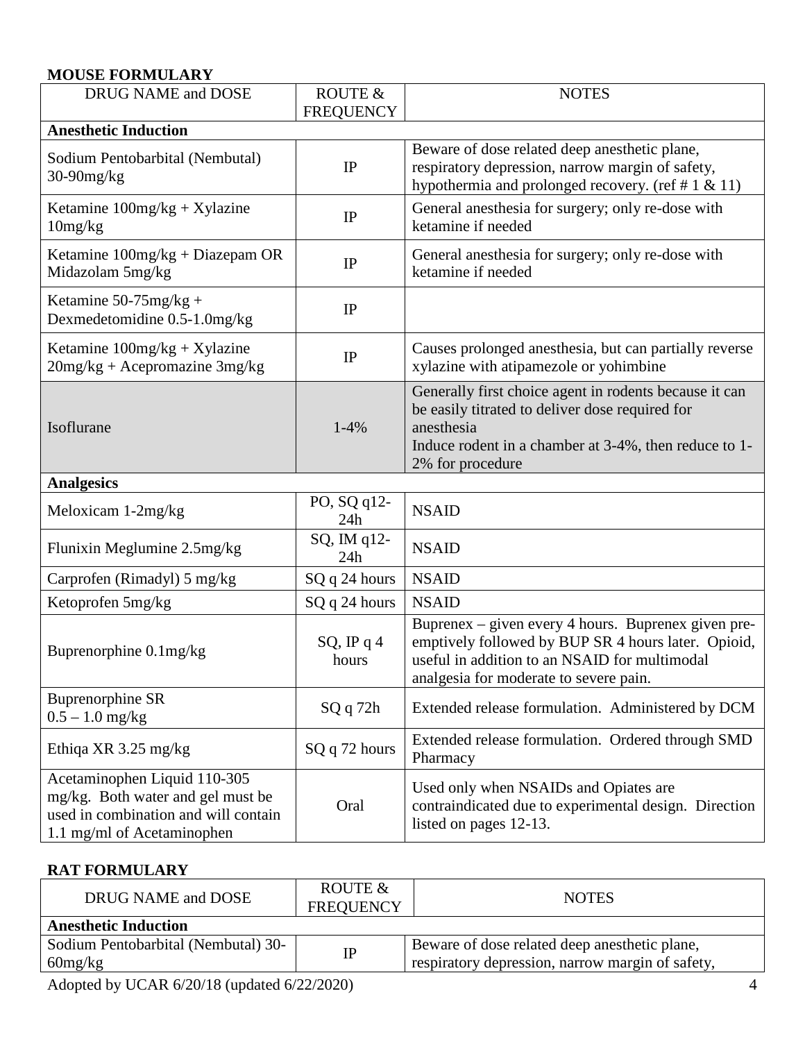**MOUSE FORMULARY**

| DRUG NAME and DOSE | ROUTE & FREQUENCY | NOTES |
|---|---|---|
| **Anesthetic Induction** | | |
| Sodium Pentobarbital (Nembutal) 30-90mg/kg | IP | Beware of dose related deep anesthetic plane, respiratory depression, narrow margin of safety, hypothermia and prolonged recovery. (ref # 1 & 11) |
| Ketamine 100mg/kg + Xylazine 10mg/kg | IP | General anesthesia for surgery; only re-dose with ketamine if needed |
| Ketamine 100mg/kg + Diazepam OR Midazolam 5mg/kg | IP | General anesthesia for surgery; only re-dose with ketamine if needed |
| Ketamine 50-75mg/kg + Dexmedetomidine 0.5-1.0mg/kg | IP | |
| Ketamine 100mg/kg + Xylazine 20mg/kg + Acepromazine 3mg/kg | IP | Causes prolonged anesthesia, but can partially reverse xylazine with atipamezole or yohimbine |
| Isoflurane | 1-4% | Generally first choice agent in rodents because it can be easily titrated to deliver dose required for anesthesia<br>Induce rodent in a chamber at 3-4%, then reduce to 1-2% for procedure |
| **Analgesics** | | |
| Meloxicam 1-2mg/kg | PO, SQ q12-24h | NSAID |
| Flunixin Meglumine 2.5mg/kg | SQ, IM q12-24h | NSAID |
| Carprofen (Rimadyl) 5 mg/kg | SQ q 24 hours | NSAID |
| Ketoprofen 5mg/kg | SQ q 24 hours | NSAID |
| Buprenorphine 0.1mg/kg | SQ, IP q 4 hours | Buprenex – given every 4 hours. Buprenex given pre-emptively followed by BUP SR 4 hours later. Opioid, useful in addition to an NSAID for multimodal analgesia for moderate to severe pain. |
| Buprenorphine SR 0.5 – 1.0 mg/kg | SQ q 72h | Extended release formulation. Administered by DCM |
| Ethiqa XR 3.25 mg/kg | SQ q 72 hours | Extended release formulation. Ordered through SMD Pharmacy |
| Acetaminophen Liquid 110-305 mg/kg. Both water and gel must be used in combination and will contain 1.1 mg/ml of Acetaminophen | Oral | Used only when NSAIDs and Opiates are contraindicated due to experimental design. Direction listed on pages 12-13. |

**RAT FORMULARY**

| DRUG NAME and DOSE | ROUTE & FREQUENCY | NOTES |
|---|---|---|
| **Anesthetic Induction** | | |
| Sodium Pentobarbital (Nembutal) 30-60mg/kg | IP | Beware of dose related deep anesthetic plane, respiratory depression, narrow margin of safety, |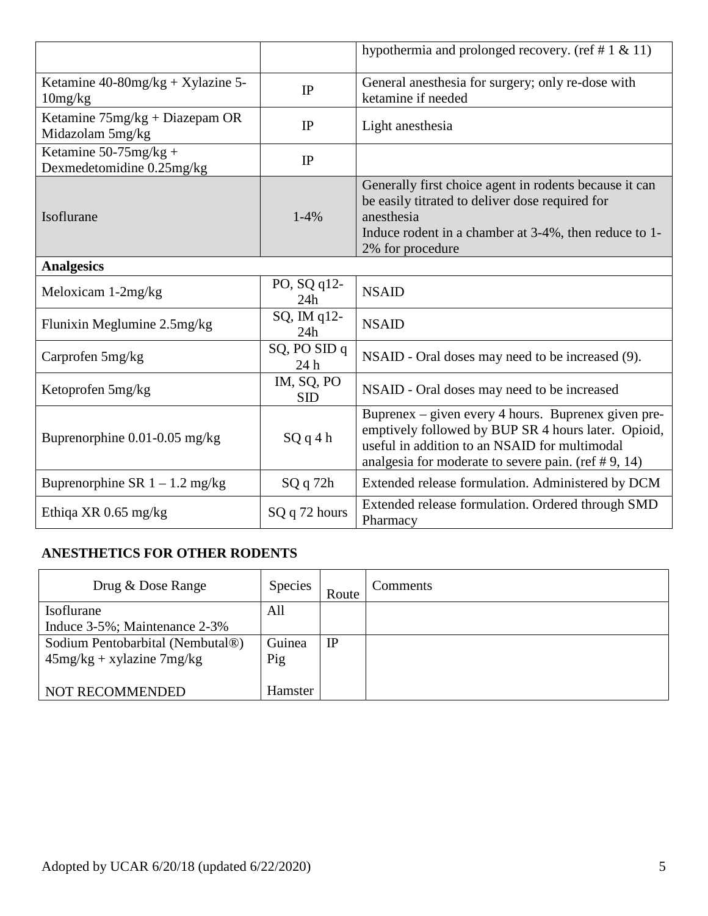| | | |
|---|---|---|
| | | hypothermia and prolonged recovery. (ref # 1 & 11) |
| Ketamine 40-80mg/kg + Xylazine 5-10mg/kg | IP | General anesthesia for surgery; only re-dose with ketamine if needed |
| Ketamine 75mg/kg + Diazepam OR Midazolam 5mg/kg | IP | Light anesthesia |
| Ketamine 50-75mg/kg + Dexmedetomidine 0.25mg/kg | IP | |
| Isoflurane | 1-4% | Generally first choice agent in rodents because it can be easily titrated to deliver dose required for anesthesia<br>Induce rodent in a chamber at 3-4%, then reduce to 1-2% for procedure |
| **Analgesics** | | |
| Meloxicam 1-2mg/kg | PO, SQ q12-24h | NSAID |
| Flunixin Meglumine 2.5mg/kg | SQ, IM q12-24h | NSAID |
| Carprofen 5mg/kg | SQ, PO SID q 24 h | NSAID - Oral doses may need to be increased (9). |
| Ketoprofen 5mg/kg | IM, SQ, PO SID | NSAID - Oral doses may need to be increased |
| Buprenorphine 0.01-0.05 mg/kg | SQ q 4 h | Buprenex – given every 4 hours. Buprenex given pre-emptively followed by BUP SR 4 hours later. Opioid, useful in addition to an NSAID for multimodal analgesia for moderate to severe pain. (ref # 9, 14) |
| Buprenorphine SR 1 – 1.2 mg/kg | SQ q 72h | Extended release formulation. Administered by DCM |
| Ethiqa XR 0.65 mg/kg | SQ q 72 hours | Extended release formulation. Ordered through SMD Pharmacy |

## ANESTHETICS FOR OTHER RODENTS

| Drug & Dose Range | Species | Route | Comments |
|---|---|---|---|
| Isoflurane<br>Induce 3-5%; Maintenance 2-3% | All | | |
| Sodium Pentobarbital (Nembutal®)<br>45mg/kg + xylazine 7mg/kg<br><br>NOT RECOMMENDED | Guinea Pig<br><br>Hamster | IP | |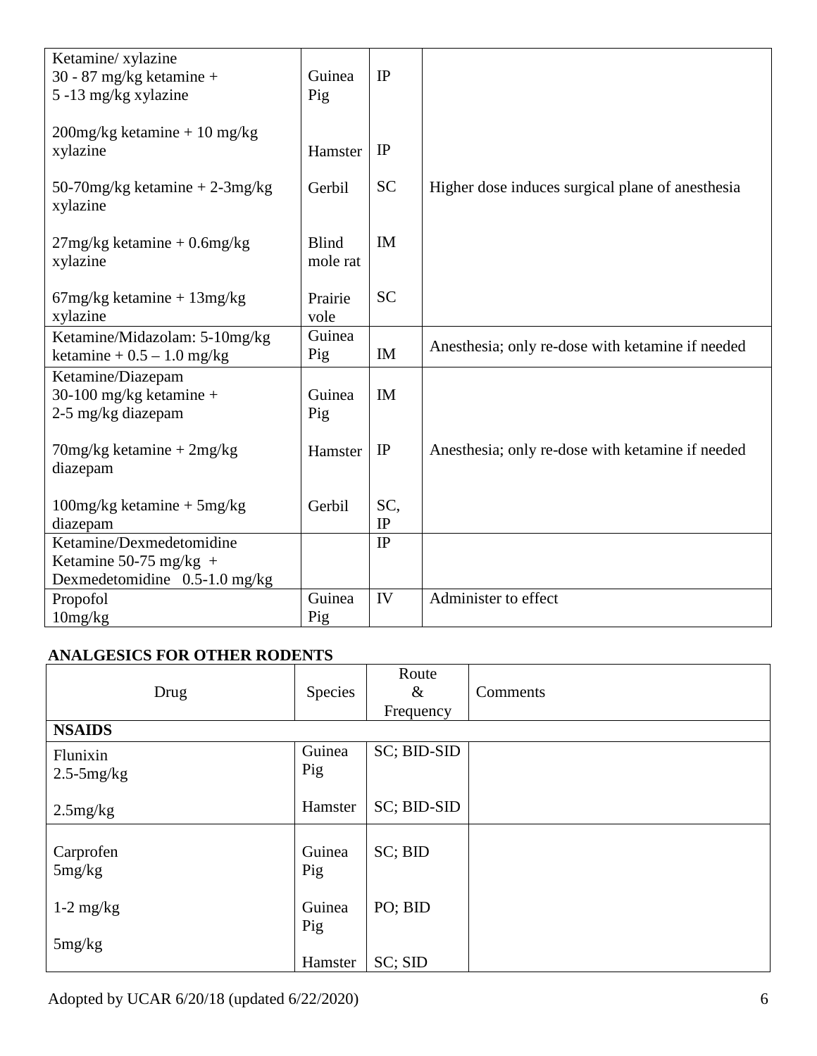| | | | |
|---|---|---|---|
| Ketamine/ xylazine<br>30 - 87 mg/kg ketamine +<br>5 -13 mg/kg xylazine | Guinea Pig | IP | |
| 200mg/kg ketamine + 10 mg/kg xylazine | Hamster | IP | |
| 50-70mg/kg ketamine + 2-3mg/kg xylazine | Gerbil | SC | Higher dose induces surgical plane of anesthesia |
| 27mg/kg ketamine + 0.6mg/kg xylazine | Blind mole rat | IM | |
| 67mg/kg ketamine + 13mg/kg xylazine | Prairie vole | SC | |
| Ketamine/Midazolam: 5-10mg/kg ketamine + 0.5 – 1.0 mg/kg | Guinea Pig | IM | Anesthesia; only re-dose with ketamine if needed |
| Ketamine/Diazepam<br>30-100 mg/kg ketamine +<br>2-5 mg/kg diazepam | Guinea Pig | IM | |
| 70mg/kg ketamine + 2mg/kg diazepam | Hamster | IP | Anesthesia; only re-dose with ketamine if needed |
| 100mg/kg ketamine + 5mg/kg diazepam | Gerbil | SC, IP | |
| Ketamine/Dexmedetomidine<br>Ketamine 50-75 mg/kg +<br>Dexmedetomidine 0.5-1.0 mg/kg | | IP | |
| Propofol<br>10mg/kg | Guinea Pig | IV | Administer to effect |

**ANALGESICS FOR OTHER RODENTS**

| Drug | Species | Route & Frequency | Comments |
|---|---|---|---|
| **NSAIDS** | | | |
| Flunixin<br>2.5-5mg/kg | Guinea Pig | SC; BID-SID | |
| 2.5mg/kg | Hamster | SC; BID-SID | |
| Carprofen<br>5mg/kg | Guinea Pig | SC; BID | |
| 1-2 mg/kg | Guinea Pig | PO; BID | |
| 5mg/kg | Hamster | SC; SID | |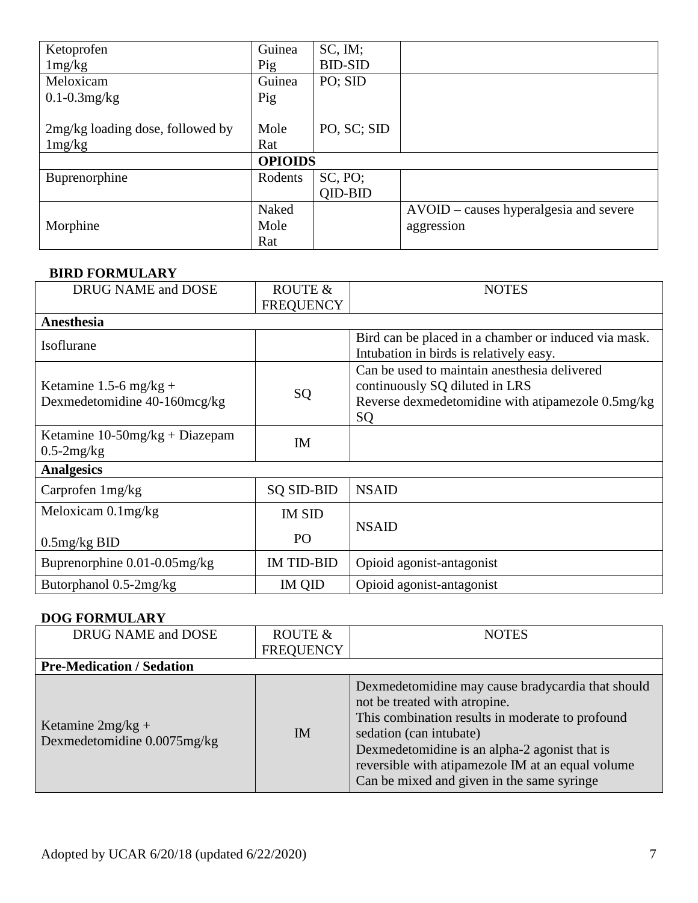| | | | |
|---|---|---|---|
| Ketoprofen 1mg/kg | Guinea Pig | SC, IM; BID-SID | |
| Meloxicam 0.1-0.3mg/kg<br><br>2mg/kg loading dose, followed by 1mg/kg | Guinea Pig<br><br>Mole Rat | PO; SID<br><br>PO, SC; SID | |
| | **OPIOIDS** | | |
| Buprenorphine | Rodents | SC, PO; QID-BID | |
| Morphine | Naked Mole Rat | | AVOID – causes hyperalgesia and severe aggression |

**BIRD FORMULARY**

| DRUG NAME and DOSE | ROUTE & FREQUENCY | NOTES |
|---|---|---|
| **Anesthesia** | | |
| Isoflurane | | Bird can be placed in a chamber or induced via mask. Intubation in birds is relatively easy. |
| Ketamine 1.5-6 mg/kg + Dexmedetomidine 40-160mcg/kg | SQ | Can be used to maintain anesthesia delivered continuously SQ diluted in LRS<br>Reverse dexmedetomidine with atipamezole 0.5mg/kg SQ |
| Ketamine 10-50mg/kg + Diazepam 0.5-2mg/kg | IM | |
| **Analgesics** | | |
| Carprofen 1mg/kg | SQ SID-BID | NSAID |
| Meloxicam 0.1mg/kg<br><br>0.5mg/kg BID | IM SID<br><br>PO | NSAID |
| Buprenorphine 0.01-0.05mg/kg | IM TID-BID | Opioid agonist-antagonist |
| Butorphanol 0.5-2mg/kg | IM QID | Opioid agonist-antagonist |

**DOG FORMULARY**

| DRUG NAME and DOSE | ROUTE & FREQUENCY | NOTES |
|---|---|---|
| **Pre-Medication / Sedation** | | |
| Ketamine 2mg/kg + Dexmedetomidine 0.0075mg/kg | IM | Dexmedetomidine may cause bradycardia that should not be treated with atropine.<br>This combination results in moderate to profound sedation (can intubate)<br>Dexmedetomidine is an alpha-2 agonist that is reversible with atipamezole IM at an equal volume<br>Can be mixed and given in the same syringe |

Adopted by UCAR 6/20/18 (updated 6/22/2020)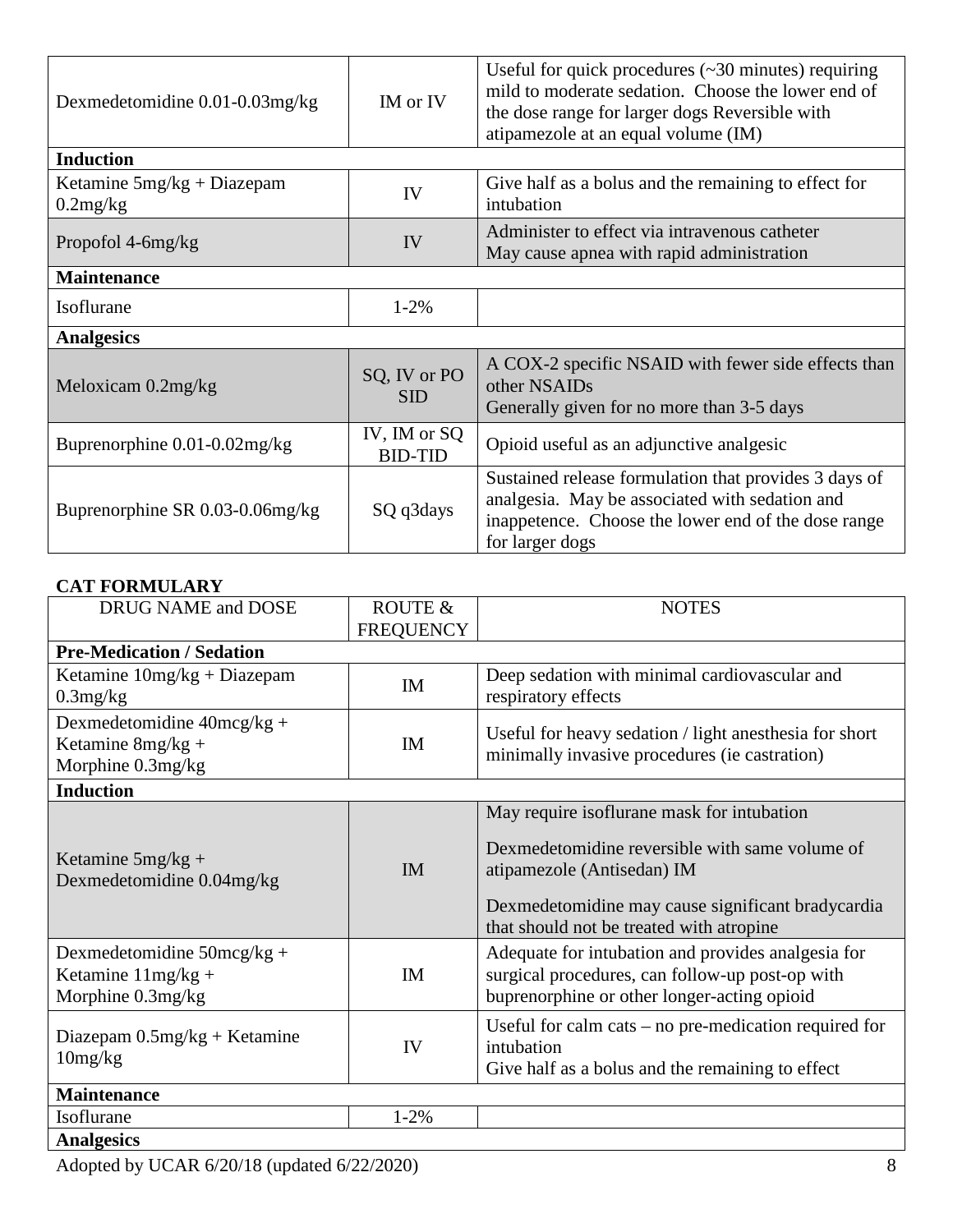| | | |
|---|---|---|
| Dexmedetomidine 0.01-0.03mg/kg | IM or IV | Useful for quick procedures (~30 minutes) requiring mild to moderate sedation. Choose the lower end of the dose range for larger dogs Reversible with atipamezole at an equal volume (IM) |
| **Induction** | | |
| Ketamine 5mg/kg + Diazepam 0.2mg/kg | IV | Give half as a bolus and the remaining to effect for intubation |
| Propofol 4-6mg/kg | IV | Administer to effect via intravenous catheter<br>May cause apnea with rapid administration |
| **Maintenance** | | |
| Isoflurane | 1-2% | |
| **Analgesics** | | |
| Meloxicam 0.2mg/kg | SQ, IV or PO SID | A COX-2 specific NSAID with fewer side effects than other NSAIDs<br>Generally given for no more than 3-5 days |
| Buprenorphine 0.01-0.02mg/kg | IV, IM or SQ BID-TID | Opioid useful as an adjunctive analgesic |
| Buprenorphine SR 0.03-0.06mg/kg | SQ q3days | Sustained release formulation that provides 3 days of analgesia. May be associated with sedation and inappetence. Choose the lower end of the dose range for larger dogs |

**CAT FORMULARY**

| DRUG NAME and DOSE | ROUTE & FREQUENCY | NOTES |
|---|---|---|
| **Pre-Medication / Sedation** | | |
| Ketamine 10mg/kg + Diazepam 0.3mg/kg | IM | Deep sedation with minimal cardiovascular and respiratory effects |
| Dexmedetomidine 40mcg/kg + Ketamine 8mg/kg + Morphine 0.3mg/kg | IM | Useful for heavy sedation / light anesthesia for short minimally invasive procedures (ie castration) |
| **Induction** | | |
| Ketamine 5mg/kg + Dexmedetomidine 0.04mg/kg | IM | May require isoflurane mask for intubation<br>Dexmedetomidine reversible with same volume of atipamezole (Antisedan) IM<br>Dexmedetomidine may cause significant bradycardia that should not be treated with atropine |
| Dexmedetomidine 50mcg/kg + Ketamine 11mg/kg + Morphine 0.3mg/kg | IM | Adequate for intubation and provides analgesia for surgical procedures, can follow-up post-op with buprenorphine or other longer-acting opioid |
| Diazepam 0.5mg/kg + Ketamine 10mg/kg | IV | Useful for calm cats – no pre-medication required for intubation<br>Give half as a bolus and the remaining to effect |
| **Maintenance** | | |
| Isoflurane | 1-2% | |
| **Analgesics** | | |

Adopted by UCAR 6/20/18 (updated 6/22/2020)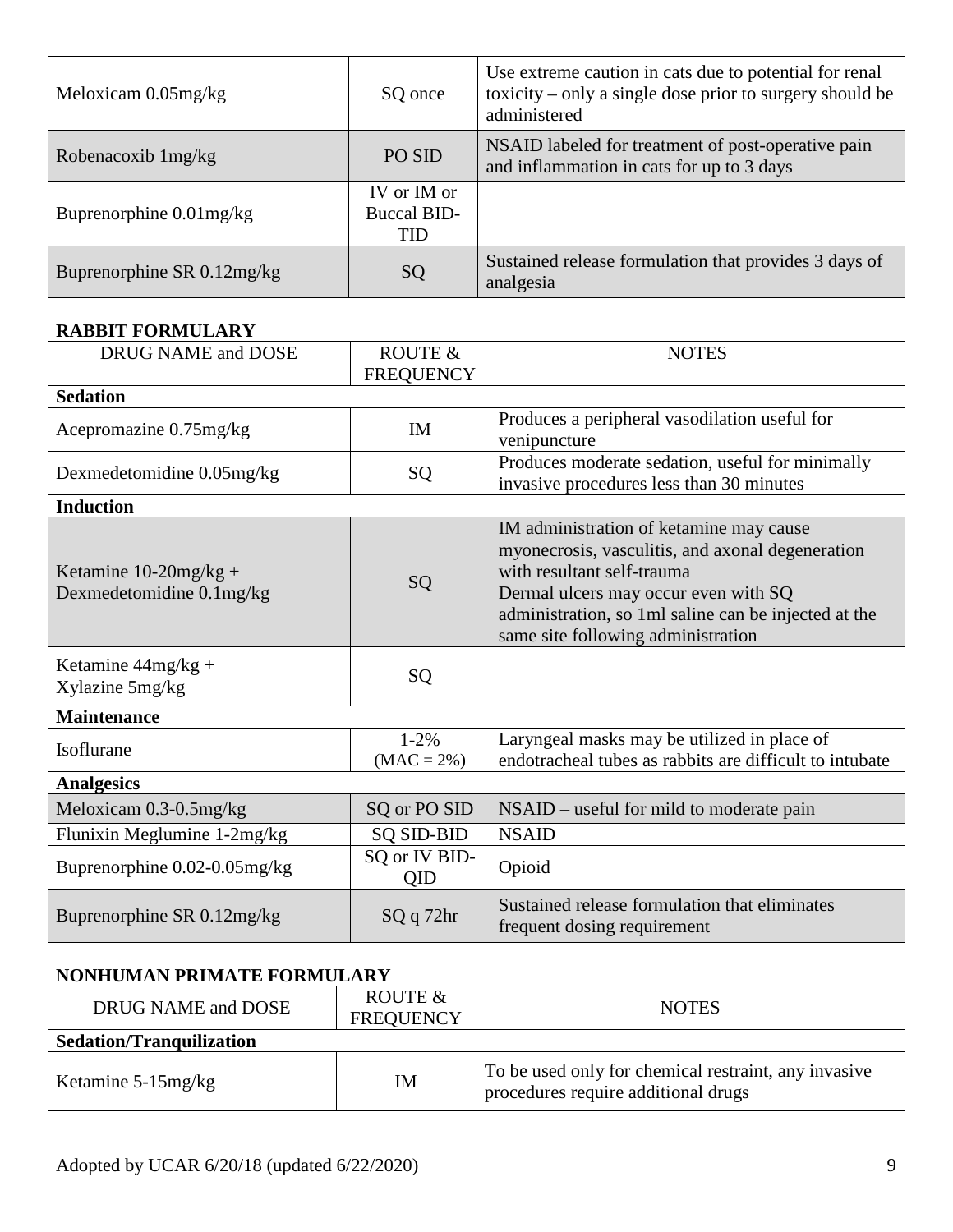| | | |
|---|---|---|
| Meloxicam 0.05mg/kg | SQ once | Use extreme caution in cats due to potential for renal toxicity – only a single dose prior to surgery should be administered |
| Robenacoxib 1mg/kg | PO SID | NSAID labeled for treatment of post-operative pain and inflammation in cats for up to 3 days |
| Buprenorphine 0.01mg/kg | IV or IM or Buccal BID-TID | |
| Buprenorphine SR 0.12mg/kg | SQ | Sustained release formulation that provides 3 days of analgesia |

**RABBIT FORMULARY**

| DRUG NAME and DOSE | ROUTE & FREQUENCY | NOTES |
|---|---|---|
| **Sedation** | | |
| Acepromazine 0.75mg/kg | IM | Produces a peripheral vasodilation useful for venipuncture |
| Dexmedetomidine 0.05mg/kg | SQ | Produces moderate sedation, useful for minimally invasive procedures less than 30 minutes |
| **Induction** | | |
| Ketamine 10-20mg/kg + Dexmedetomidine 0.1mg/kg | SQ | IM administration of ketamine may cause myonecrosis, vasculitis, and axonal degeneration with resultant self-trauma<br>Dermal ulcers may occur even with SQ administration, so 1ml saline can be injected at the same site following administration |
| Ketamine 44mg/kg + Xylazine 5mg/kg | SQ | |
| **Maintenance** | | |
| Isoflurane | 1-2% (MAC = 2%) | Laryngeal masks may be utilized in place of endotracheal tubes as rabbits are difficult to intubate |
| **Analgesics** | | |
| Meloxicam 0.3-0.5mg/kg | SQ or PO SID | NSAID – useful for mild to moderate pain |
| Flunixin Meglumine 1-2mg/kg | SQ SID-BID | NSAID |
| Buprenorphine 0.02-0.05mg/kg | SQ or IV BID-QID | Opioid |
| Buprenorphine SR 0.12mg/kg | SQ q 72hr | Sustained release formulation that eliminates frequent dosing requirement |

**NONHUMAN PRIMATE FORMULARY**

| DRUG NAME and DOSE | ROUTE & FREQUENCY | NOTES |
|---|---|---|
| **Sedation/Tranquilization** | | |
| Ketamine 5-15mg/kg | IM | To be used only for chemical restraint, any invasive procedures require additional drugs |

Adopted by UCAR 6/20/18 (updated 6/22/2020)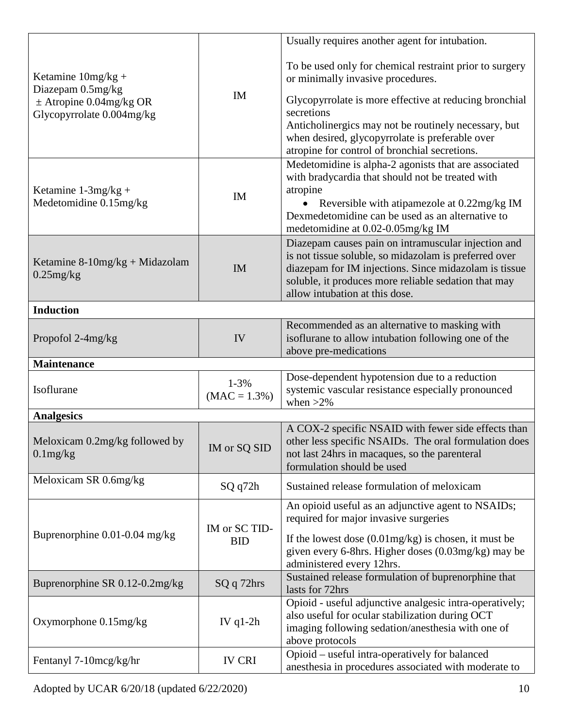| | | |
|---|---|---|
| Ketamine 10mg/kg + Diazepam 0.5mg/kg ± Atropine 0.04mg/kg OR Glycopyrrolate 0.004mg/kg | IM | Usually requires another agent for intubation.<br><br>To be used only for chemical restraint prior to surgery or minimally invasive procedures.<br><br>Glycopyrrolate is more effective at reducing bronchial secretions<br>Anticholinergics may not be routinely necessary, but when desired, glycopyrrolate is preferable over atropine for control of bronchial secretions. |
| Ketamine 1-3mg/kg + Medetomidine 0.15mg/kg | IM | Medetomidine is alpha-2 agonists that are associated with bradycardia that should not be treated with atropine<br>• Reversible with atipamezole at 0.22mg/kg IM<br>Dexmedetomidine can be used as an alternative to medetomidine at 0.02-0.05mg/kg IM |
| Ketamine 8-10mg/kg + Midazolam 0.25mg/kg | IM | Diazepam causes pain on intramuscular injection and is not tissue soluble, so midazolam is preferred over diazepam for IM injections. Since midazolam is tissue soluble, it produces more reliable sedation that may allow intubation at this dose. |
| **Induction** | | |
| Propofol 2-4mg/kg | IV | Recommended as an alternative to masking with isoflurane to allow intubation following one of the above pre-medications |
| **Maintenance** | | |
| Isoflurane | 1-3% (MAC = 1.3%) | Dose-dependent hypotension due to a reduction systemic vascular resistance especially pronounced when >2% |
| **Analgesics** | | |
| Meloxicam 0.2mg/kg followed by 0.1mg/kg | IM or SQ SID | A COX-2 specific NSAID with fewer side effects than other less specific NSAIDs. The oral formulation does not last 24hrs in macaques, so the parenteral formulation should be used |
| Meloxicam SR 0.6mg/kg | SQ q72h | Sustained release formulation of meloxicam |
| Buprenorphine 0.01-0.04 mg/kg | IM or SC TID-BID | An opioid useful as an adjunctive agent to NSAIDs; required for major invasive surgeries<br><br>If the lowest dose (0.01mg/kg) is chosen, it must be given every 6-8hrs. Higher doses (0.03mg/kg) may be administered every 12hrs. |
| Buprenorphine SR 0.12-0.2mg/kg | SQ q 72hrs | Sustained release formulation of buprenorphine that lasts for 72hrs |
| Oxymorphone 0.15mg/kg | IV q1-2h | Opioid - useful adjunctive analgesic intra-operatively; also useful for ocular stabilization during OCT imaging following sedation/anesthesia with one of above protocols |
| Fentanyl 7-10mcg/kg/hr | IV CRI | Opioid – useful intra-operatively for balanced anesthesia in procedures associated with moderate to |

Adopted by UCAR 6/20/18 (updated 6/22/2020)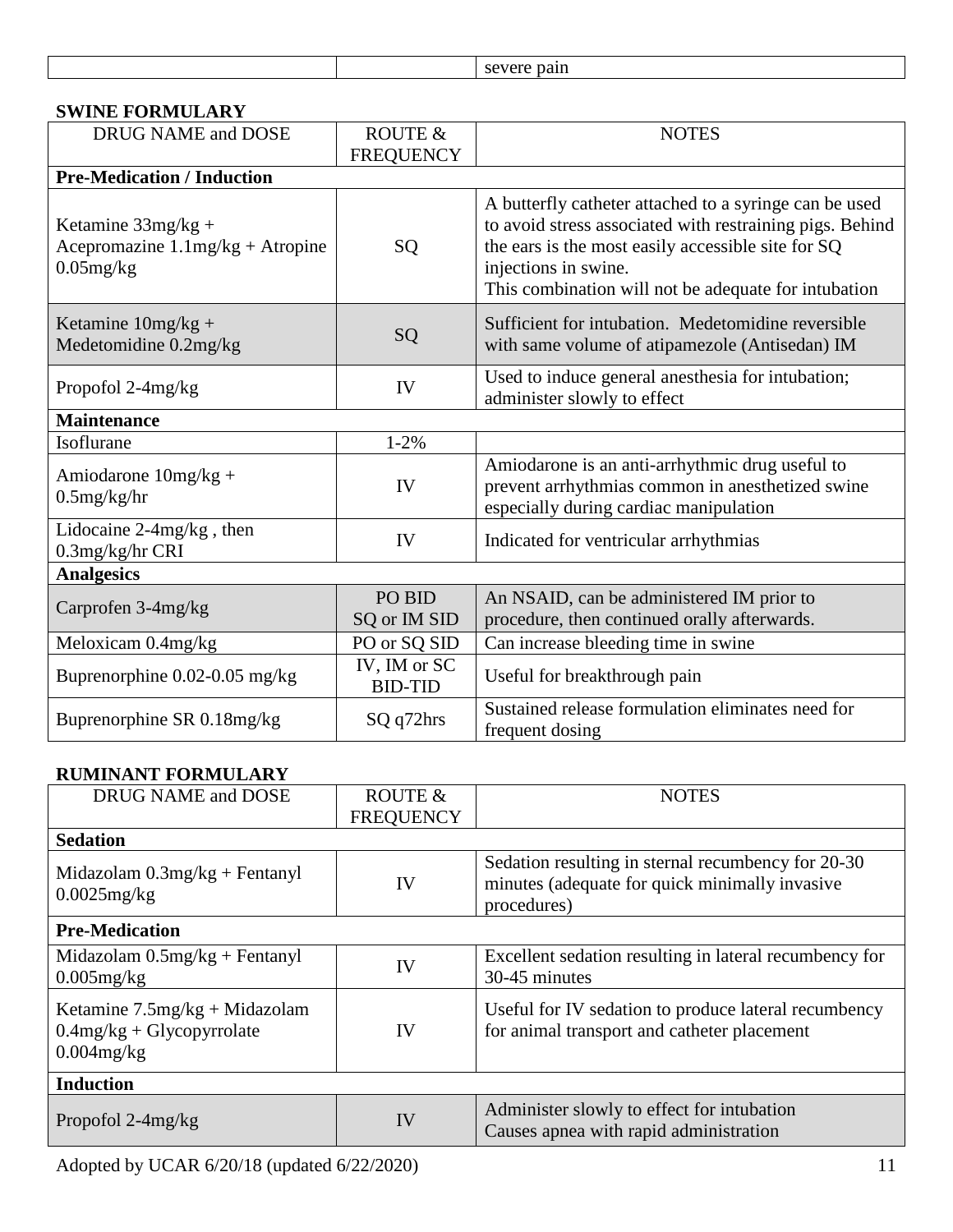| | | severe pain |
|---|---|---|

**SWINE FORMULARY**

| DRUG NAME and DOSE | ROUTE & FREQUENCY | NOTES |
|---|---|---|
| **Pre-Medication / Induction** | | |
| Ketamine 33mg/kg + Acepromazine 1.1mg/kg + Atropine 0.05mg/kg | SQ | A butterfly catheter attached to a syringe can be used to avoid stress associated with restraining pigs. Behind the ears is the most easily accessible site for SQ injections in swine. This combination will not be adequate for intubation |
| Ketamine 10mg/kg + Medetomidine 0.2mg/kg | SQ | Sufficient for intubation. Medetomidine reversible with same volume of atipamezole (Antisedan) IM |
| Propofol 2-4mg/kg | IV | Used to induce general anesthesia for intubation; administer slowly to effect |
| **Maintenance** | | |
| Isoflurane | 1-2% | |
| Amiodarone 10mg/kg + 0.5mg/kg/hr | IV | Amiodarone is an anti-arrhythmic drug useful to prevent arrhythmias common in anesthetized swine especially during cardiac manipulation |
| Lidocaine 2-4mg/kg , then 0.3mg/kg/hr CRI | IV | Indicated for ventricular arrhythmias |
| **Analgesics** | | |
| Carprofen 3-4mg/kg | PO BID SQ or IM SID | An NSAID, can be administered IM prior to procedure, then continued orally afterwards. |
| Meloxicam 0.4mg/kg | PO or SQ SID | Can increase bleeding time in swine |
| Buprenorphine 0.02-0.05 mg/kg | IV, IM or SC BID-TID | Useful for breakthrough pain |
| Buprenorphine SR 0.18mg/kg | SQ q72hrs | Sustained release formulation eliminates need for frequent dosing |

**RUMINANT FORMULARY**

| DRUG NAME and DOSE | ROUTE & FREQUENCY | NOTES |
|---|---|---|
| **Sedation** | | |
| Midazolam 0.3mg/kg + Fentanyl 0.0025mg/kg | IV | Sedation resulting in sternal recumbency for 20-30 minutes (adequate for quick minimally invasive procedures) |
| **Pre-Medication** | | |
| Midazolam 0.5mg/kg + Fentanyl 0.005mg/kg | IV | Excellent sedation resulting in lateral recumbency for 30-45 minutes |
| Ketamine 7.5mg/kg + Midazolam 0.4mg/kg + Glycopyrrolate 0.004mg/kg | IV | Useful for IV sedation to produce lateral recumbency for animal transport and catheter placement |
| **Induction** | | |
| Propofol 2-4mg/kg | IV | Administer slowly to effect for intubation Causes apnea with rapid administration |

Adopted by UCAR 6/20/18 (updated 6/22/2020)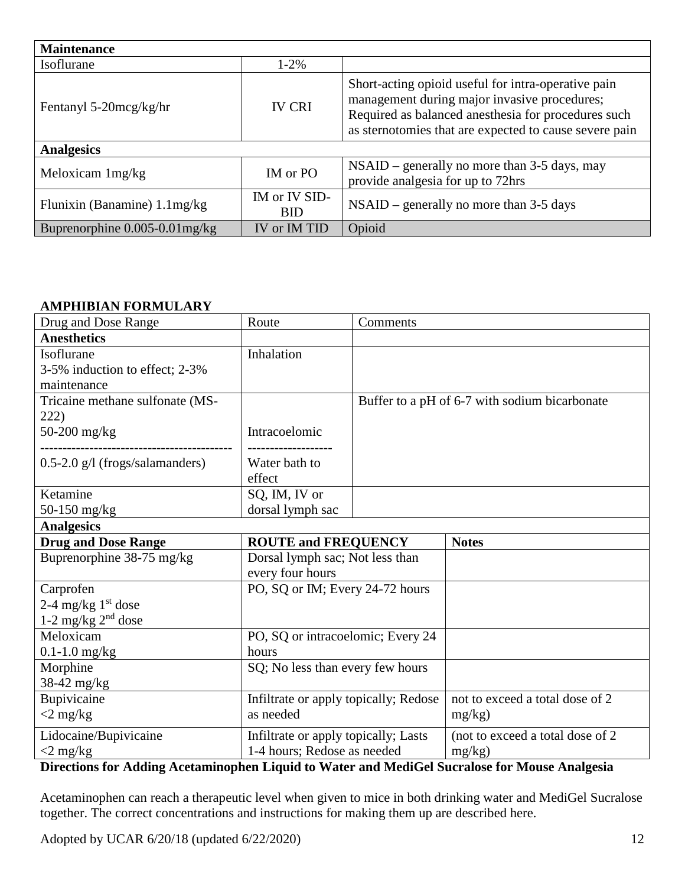| Maintenance | | |
|---|---|---|
| Isoflurane | 1-2% | |
| Fentanyl 5-20mcg/kg/hr | IV CRI | Short-acting opioid useful for intra-operative pain management during major invasive procedures; Required as balanced anesthesia for procedures such as sternotomies that are expected to cause severe pain |
| **Analgesics** | | |
| Meloxicam 1mg/kg | IM or PO | NSAID – generally no more than 3-5 days, may provide analgesia for up to 72hrs |
| Flunixin (Banamine) 1.1mg/kg | IM or IV SID-BID | NSAID – generally no more than 3-5 days |
| Buprenorphine 0.005-0.01mg/kg | IV or IM TID | Opioid |

**AMPHIBIAN FORMULARY**

| Drug and Dose Range | Route | Comments |
|---|---|---|
| **Anesthetics** | | |
| Isoflurane<br>3-5% induction to effect; 2-3% maintenance | Inhalation | |
| Tricaine methane sulfonate (MS-222)<br>50-200 mg/kg<br>-------------------------------------------<br>0.5-2.0 g/l (frogs/salamanders) | <br><br>Intracoelomic<br>------------------<br>Water bath to effect | Buffer to a pH of 6-7 with sodium bicarbonate |
| Ketamine<br>50-150 mg/kg | SQ, IM, IV or dorsal lymph sac | |

| Analgesics | | |
|---|---|---|
| **Drug and Dose Range** | **ROUTE and FREQUENCY** | **Notes** |
| Buprenorphine 38-75 mg/kg | Dorsal lymph sac; Not less than every four hours | |
| Carprofen<br>2-4 mg/kg 1st dose<br>1-2 mg/kg 2nd dose | PO, SQ or IM; Every 24-72 hours | |
| Meloxicam<br>0.1-1.0 mg/kg | PO, SQ or intracoelomic; Every 24 hours | |
| Morphine<br>38-42 mg/kg | SQ; No less than every few hours | |
| Bupivicaine<br><2 mg/kg | Infiltrate or apply topically; Redose as needed | not to exceed a total dose of 2 mg/kg) |
| Lidocaine/Bupivicaine<br><2 mg/kg | Infiltrate or apply topically; Lasts 1-4 hours; Redose as needed | (not to exceed a total dose of 2 mg/kg) |

**Directions for Adding Acetaminophen Liquid to Water and MediGel Sucralose for Mouse Analgesia**

Acetaminophen can reach a therapeutic level when given to mice in both drinking water and MediGel Sucralose together. The correct concentrations and instructions for making them up are described here.

Adopted by UCAR 6/20/18 (updated 6/22/2020)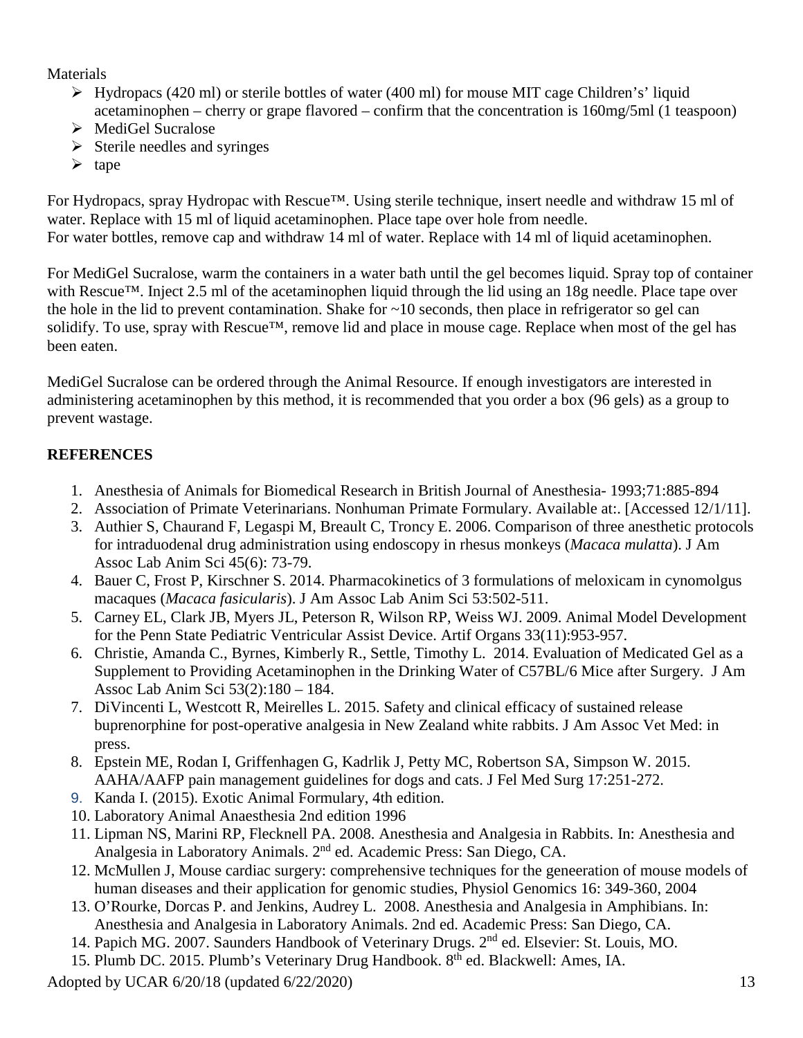Materials

- Hydropacs (420 ml) or sterile bottles of water (400 ml) for mouse MIT cage Children's' liquid acetaminophen – cherry or grape flavored – confirm that the concentration is 160mg/5ml (1 teaspoon)
- MediGel Sucralose
- Sterile needles and syringes
- tape

For Hydropacs, spray Hydropac with Rescue™. Using sterile technique, insert needle and withdraw 15 ml of water. Replace with 15 ml of liquid acetaminophen. Place tape over hole from needle.
For water bottles, remove cap and withdraw 14 ml of water. Replace with 14 ml of liquid acetaminophen.

For MediGel Sucralose, warm the containers in a water bath until the gel becomes liquid. Spray top of container with Rescue™. Inject 2.5 ml of the acetaminophen liquid through the lid using an 18g needle. Place tape over the hole in the lid to prevent contamination. Shake for ~10 seconds, then place in refrigerator so gel can solidify. To use, spray with Rescue™, remove lid and place in mouse cage. Replace when most of the gel has been eaten.

MediGel Sucralose can be ordered through the Animal Resource. If enough investigators are interested in administering acetaminophen by this method, it is recommended that you order a box (96 gels) as a group to prevent wastage.

## REFERENCES

1. Anesthesia of Animals for Biomedical Research in British Journal of Anesthesia- 1993;71:885-894
2. Association of Primate Veterinarians. Nonhuman Primate Formulary. Available at:. [Accessed 12/1/11].
3. Authier S, Chaurand F, Legaspi M, Breault C, Troncy E. 2006. Comparison of three anesthetic protocols for intraduodenal drug administration using endoscopy in rhesus monkeys (*Macaca mulatta*). J Am Assoc Lab Anim Sci 45(6): 73-79.
4. Bauer C, Frost P, Kirschner S. 2014. Pharmacokinetics of 3 formulations of meloxicam in cynomolgus macaques (*Macaca fasicularis*). J Am Assoc Lab Anim Sci 53:502-511.
5. Carney EL, Clark JB, Myers JL, Peterson R, Wilson RP, Weiss WJ. 2009. Animal Model Development for the Penn State Pediatric Ventricular Assist Device. Artif Organs 33(11):953-957.
6. Christie, Amanda C., Byrnes, Kimberly R., Settle, Timothy L. 2014. Evaluation of Medicated Gel as a Supplement to Providing Acetaminophen in the Drinking Water of C57BL/6 Mice after Surgery. J Am Assoc Lab Anim Sci 53(2):180 – 184.
7. DiVincenti L, Westcott R, Meirelles L. 2015. Safety and clinical efficacy of sustained release buprenorphine for post-operative analgesia in New Zealand white rabbits. J Am Assoc Vet Med: in press.
8. Epstein ME, Rodan I, Griffenhagen G, Kadrlik J, Petty MC, Robertson SA, Simpson W. 2015. AAHA/AAFP pain management guidelines for dogs and cats. J Fel Med Surg 17:251-272.
9. Kanda I. (2015). Exotic Animal Formulary, 4th edition.
10. Laboratory Animal Anaesthesia 2nd edition 1996
11. Lipman NS, Marini RP, Flecknell PA. 2008. Anesthesia and Analgesia in Rabbits. In: Anesthesia and Analgesia in Laboratory Animals. 2nd ed. Academic Press: San Diego, CA.
12. McMullen J, Mouse cardiac surgery: comprehensive techniques for the geneeration of mouse models of human diseases and their application for genomic studies, Physiol Genomics 16: 349-360, 2004
13. O'Rourke, Dorcas P. and Jenkins, Audrey L. 2008. Anesthesia and Analgesia in Amphibians. In: Anesthesia and Analgesia in Laboratory Animals. 2nd ed. Academic Press: San Diego, CA.
14. Papich MG. 2007. Saunders Handbook of Veterinary Drugs. 2nd ed. Elsevier: St. Louis, MO.
15. Plumb DC. 2015. Plumb's Veterinary Drug Handbook. 8th ed. Blackwell: Ames, IA.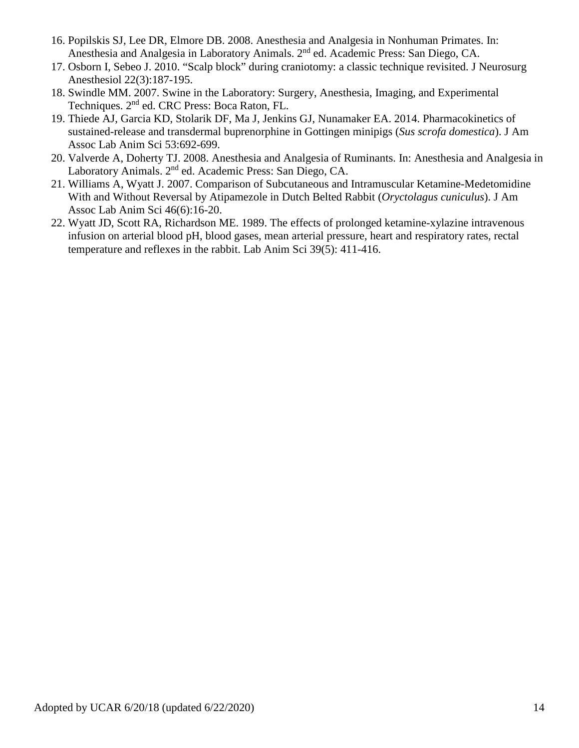16. Popilskis SJ, Lee DR, Elmore DB. 2008. Anesthesia and Analgesia in Nonhuman Primates. In: Anesthesia and Analgesia in Laboratory Animals. 2nd ed. Academic Press: San Diego, CA.
17. Osborn I, Sebeo J. 2010. "Scalp block" during craniotomy: a classic technique revisited. J Neurosurg Anesthesiol 22(3):187-195.
18. Swindle MM. 2007. Swine in the Laboratory: Surgery, Anesthesia, Imaging, and Experimental Techniques. 2nd ed. CRC Press: Boca Raton, FL.
19. Thiede AJ, Garcia KD, Stolarik DF, Ma J, Jenkins GJ, Nunamaker EA. 2014. Pharmacokinetics of sustained-release and transdermal buprenorphine in Gottingen minipigs (*Sus scrofa domestica*). J Am Assoc Lab Anim Sci 53:692-699.
20. Valverde A, Doherty TJ. 2008. Anesthesia and Analgesia of Ruminants. In: Anesthesia and Analgesia in Laboratory Animals. 2nd ed. Academic Press: San Diego, CA.
21. Williams A, Wyatt J. 2007. Comparison of Subcutaneous and Intramuscular Ketamine-Medetomidine With and Without Reversal by Atipamezole in Dutch Belted Rabbit (*Oryctolagus cuniculus*). J Am Assoc Lab Anim Sci 46(6):16-20.
22. Wyatt JD, Scott RA, Richardson ME. 1989. The effects of prolonged ketamine-xylazine intravenous infusion on arterial blood pH, blood gases, mean arterial pressure, heart and respiratory rates, rectal temperature and reflexes in the rabbit. Lab Anim Sci 39(5): 411-416.